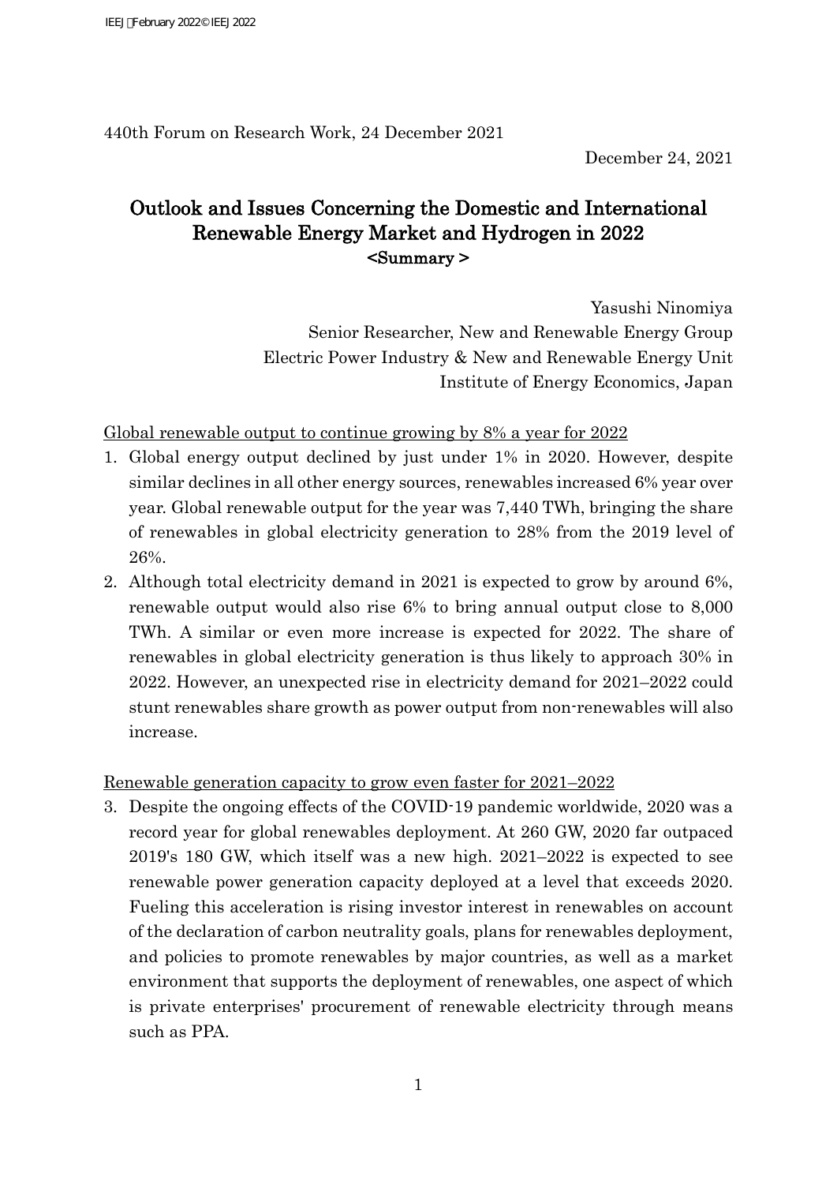440th Forum on Research Work, 24 December 2021

December 24, 2021

# Outlook and Issues Concerning the Domestic and International Renewable Energy Market and Hydrogen in 2022
<Summary >

Yasushi Ninomiya
Senior Researcher, New and Renewable Energy Group
Electric Power Industry & New and Renewable Energy Unit
Institute of Energy Economics, Japan

## Global renewable output to continue growing by 8% a year for 2022

1. Global energy output declined by just under 1% in 2020. However, despite similar declines in all other energy sources, renewables increased 6% year over year. Global renewable output for the year was 7,440 TWh, bringing the share of renewables in global electricity generation to 28% from the 2019 level of 26%.
2. Although total electricity demand in 2021 is expected to grow by around 6%, renewable output would also rise 6% to bring annual output close to 8,000 TWh. A similar or even more increase is expected for 2022. The share of renewables in global electricity generation is thus likely to approach 30% in 2022. However, an unexpected rise in electricity demand for 2021–2022 could stunt renewables share growth as power output from non-renewables will also increase.

## Renewable generation capacity to grow even faster for 2021–2022

3. Despite the ongoing effects of the COVID-19 pandemic worldwide, 2020 was a record year for global renewables deployment. At 260 GW, 2020 far outpaced 2019's 180 GW, which itself was a new high. 2021–2022 is expected to see renewable power generation capacity deployed at a level that exceeds 2020. Fueling this acceleration is rising investor interest in renewables on account of the declaration of carbon neutrality goals, plans for renewables deployment, and policies to promote renewables by major countries, as well as a market environment that supports the deployment of renewables, one aspect of which is private enterprises' procurement of renewable electricity through means such as PPA.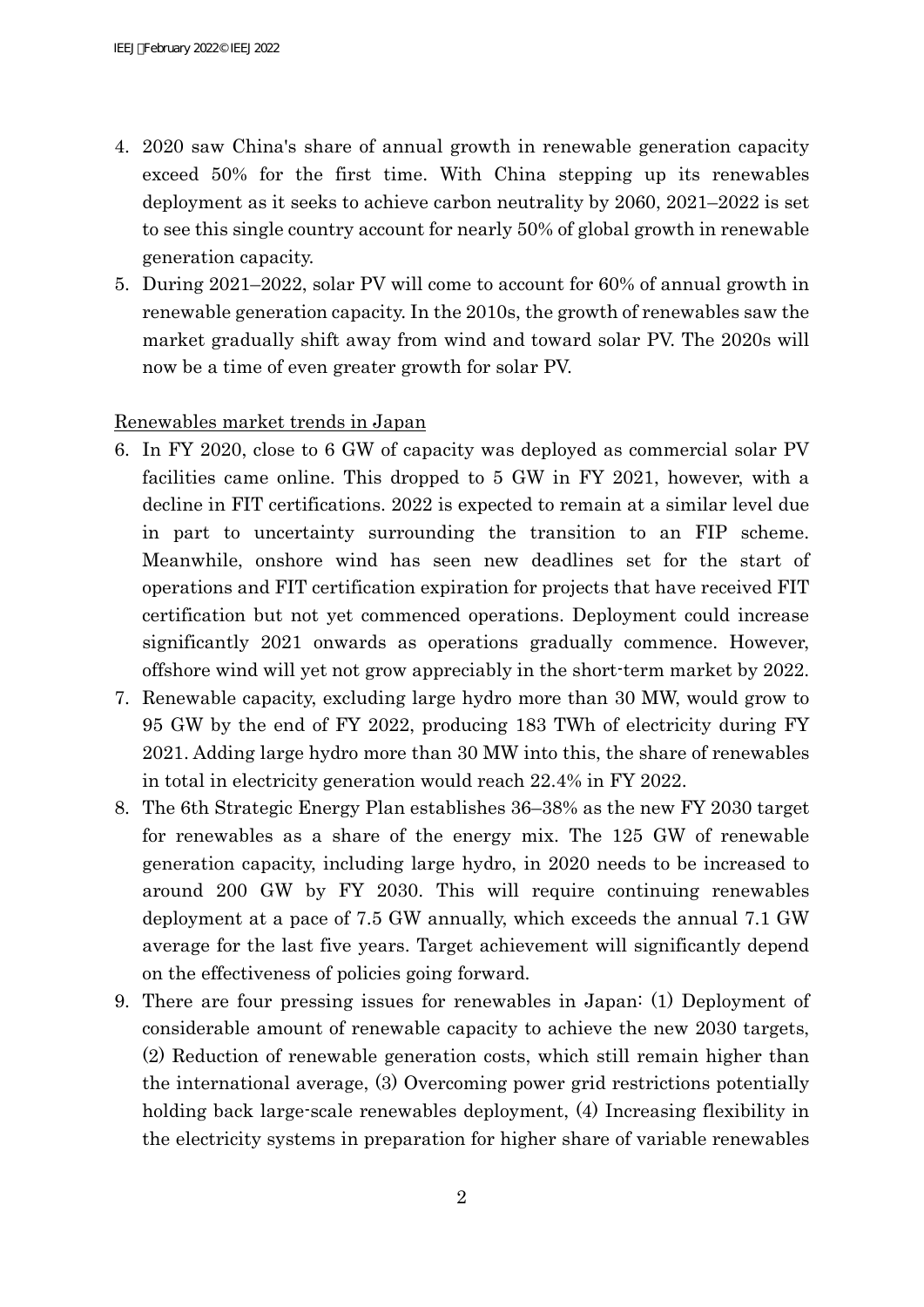4. 2020 saw China's share of annual growth in renewable generation capacity exceed 50% for the first time. With China stepping up its renewables deployment as it seeks to achieve carbon neutrality by 2060, 2021–2022 is set to see this single country account for nearly 50% of global growth in renewable generation capacity.
5. During 2021–2022, solar PV will come to account for 60% of annual growth in renewable generation capacity. In the 2010s, the growth of renewables saw the market gradually shift away from wind and toward solar PV. The 2020s will now be a time of even greater growth for solar PV.

Renewables market trends in Japan

6. In FY 2020, close to 6 GW of capacity was deployed as commercial solar PV facilities came online. This dropped to 5 GW in FY 2021, however, with a decline in FIT certifications. 2022 is expected to remain at a similar level due in part to uncertainty surrounding the transition to an FIP scheme. Meanwhile, onshore wind has seen new deadlines set for the start of operations and FIT certification expiration for projects that have received FIT certification but not yet commenced operations. Deployment could increase significantly 2021 onwards as operations gradually commence. However, offshore wind will yet not grow appreciably in the short-term market by 2022.
7. Renewable capacity, excluding large hydro more than 30 MW, would grow to 95 GW by the end of FY 2022, producing 183 TWh of electricity during FY 2021. Adding large hydro more than 30 MW into this, the share of renewables in total in electricity generation would reach 22.4% in FY 2022.
8. The 6th Strategic Energy Plan establishes 36–38% as the new FY 2030 target for renewables as a share of the energy mix. The 125 GW of renewable generation capacity, including large hydro, in 2020 needs to be increased to around 200 GW by FY 2030. This will require continuing renewables deployment at a pace of 7.5 GW annually, which exceeds the annual 7.1 GW average for the last five years. Target achievement will significantly depend on the effectiveness of policies going forward.
9. There are four pressing issues for renewables in Japan: (1) Deployment of considerable amount of renewable capacity to achieve the new 2030 targets, (2) Reduction of renewable generation costs, which still remain higher than the international average, (3) Overcoming power grid restrictions potentially holding back large-scale renewables deployment, (4) Increasing flexibility in the electricity systems in preparation for higher share of variable renewables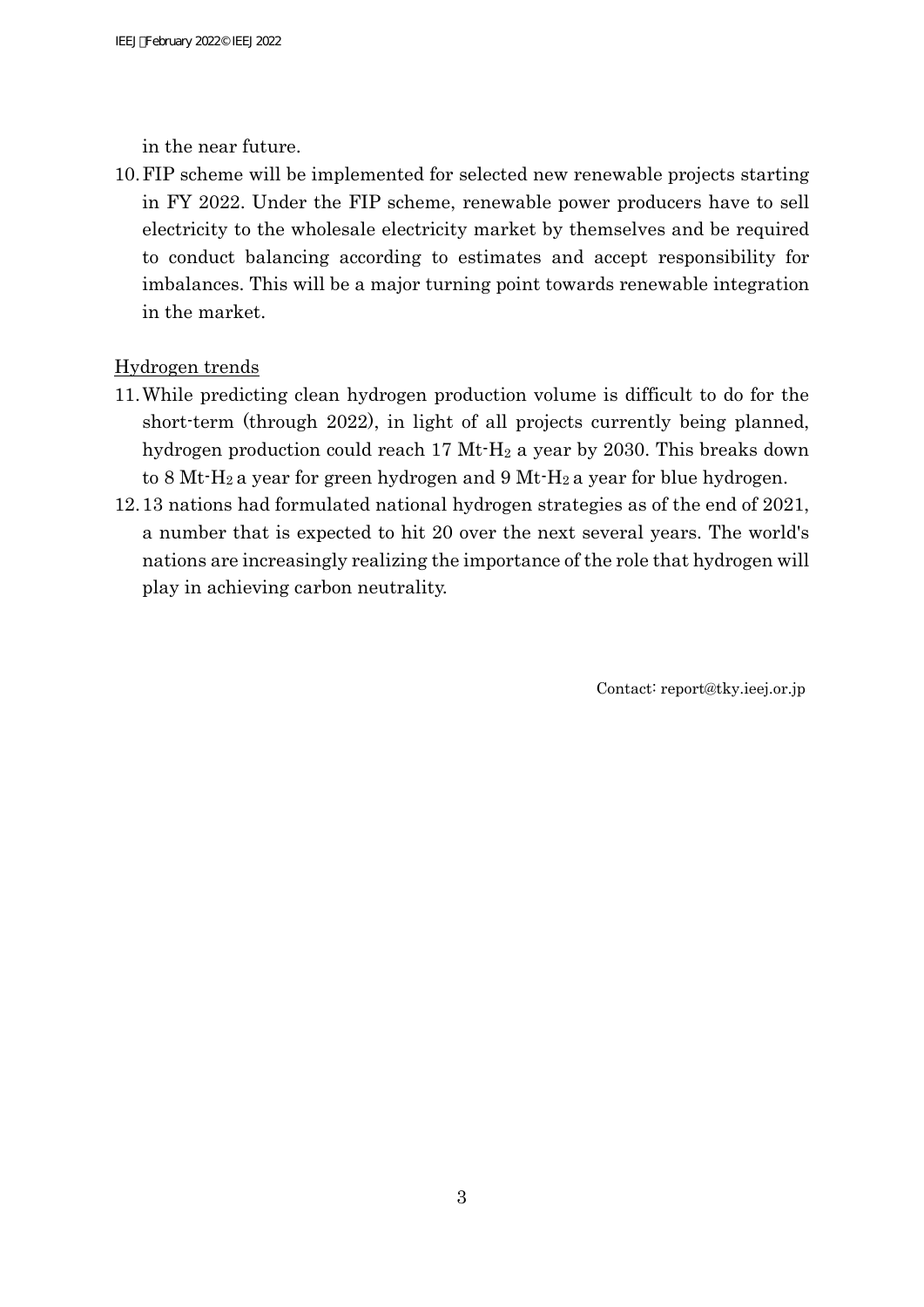in the near future.

10. FIP scheme will be implemented for selected new renewable projects starting in FY 2022. Under the FIP scheme, renewable power producers have to sell electricity to the wholesale electricity market by themselves and be required to conduct balancing according to estimates and accept responsibility for imbalances. This will be a major turning point towards renewable integration in the market.

Hydrogen trends

11. While predicting clean hydrogen production volume is difficult to do for the short-term (through 2022), in light of all projects currently being planned, hydrogen production could reach 17 Mt-$H_2$ a year by 2030. This breaks down to 8 Mt-$H_2$ a year for green hydrogen and 9 Mt-$H_2$ a year for blue hydrogen.
12. 13 nations had formulated national hydrogen strategies as of the end of 2021, a number that is expected to hit 20 over the next several years. The world's nations are increasingly realizing the importance of the role that hydrogen will play in achieving carbon neutrality.

Contact: report@tky.ieej.or.jp